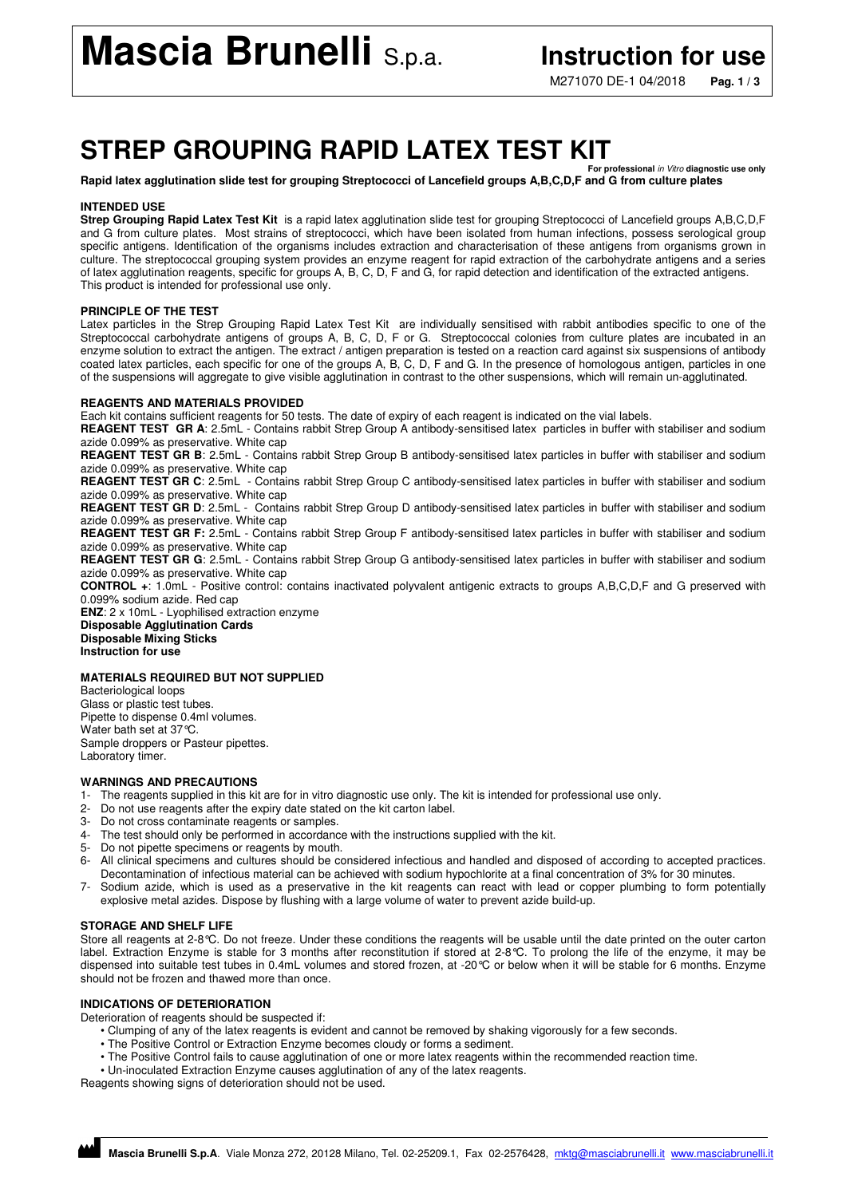# STREP GROUPING RAPID LATEX TEST KIT

For professional *in Vitro* diagnostic use only

**Rapid latex agglutination slide test for grouping Streptococci of Lancefield groups A,B,C,D,F and G from culture plates**

### INTENDED USE

**Strep Grouping Rapid Latex Test Kit** is a rapid latex agglutination slide test for grouping Streptococci of Lancefield groups A,B,C,D,F and G from culture plates. Most strains of streptococci, which have been isolated from human infections, possess serological group specific antigens. Identification of the organisms includes extraction and characterisation of these antigens from organisms grown in culture. The streptococcal grouping system provides an enzyme reagent for rapid extraction of the carbohydrate antigens and a series of latex agglutination reagents, specific for groups A, B, C, D, F and G, for rapid detection and identification of the extracted antigens. This product is intended for professional use only.

### PRINCIPLE OF THE TEST

Latex particles in the Strep Grouping Rapid Latex Test Kit are individually sensitised with rabbit antibodies specific to one of the Streptococcal carbohydrate antigens of groups A, B, C, D, F or G. Streptococcal colonies from culture plates are incubated in an enzyme solution to extract the antigen. The extract / antigen preparation is tested on a reaction card against six suspensions of antibody coated latex particles, each specific for one of the groups A, B, C, D, F and G. In the presence of homologous antigen, particles in one of the suspensions will aggregate to give visible agglutination in contrast to the other suspensions, which will remain un-agglutinated.

### REAGENTS AND MATERIALS PROVIDED

Each kit contains sufficient reagents for 50 tests. The date of expiry of each reagent is indicated on the vial labels.

**REAGENT TEST GR A**: 2.5mL - Contains rabbit Strep Group A antibody-sensitised latex particles in buffer with stabiliser and sodium azide 0.099% as preservative. White cap

**REAGENT TEST GR B**: 2.5mL - Contains rabbit Strep Group B antibody-sensitised latex particles in buffer with stabiliser and sodium azide 0.099% as preservative. White cap

**REAGENT TEST GR C**: 2.5mL - Contains rabbit Strep Group C antibody-sensitised latex particles in buffer with stabiliser and sodium azide 0.099% as preservative. White cap

**REAGENT TEST GR D**: 2.5mL - Contains rabbit Strep Group D antibody-sensitised latex particles in buffer with stabiliser and sodium azide 0.099% as preservative. White cap

**REAGENT TEST GR F:** 2.5mL - Contains rabbit Strep Group F antibody-sensitised latex particles in buffer with stabiliser and sodium azide 0.099% as preservative. White cap

**REAGENT TEST GR G**: 2.5mL - Contains rabbit Strep Group G antibody-sensitised latex particles in buffer with stabiliser and sodium azide 0.099% as preservative. White cap

**CONTROL +**: 1.0mL - Positive control: contains inactivated polyvalent antigenic extracts to groups A,B,C,D,F and G preserved with 0.099% sodium azide. Red cap

**ENZ**: 2 x 10mL - Lyophilised extraction enzyme

**Disposable Agglutination Cards**

**Disposable Mixing Sticks**

**Instruction for use**

### MATERIALS REQUIRED BUT NOT SUPPLIED

Bacteriological loops
Glass or plastic test tubes.
Pipette to dispense 0.4ml volumes.
Water bath set at 37°C.
Sample droppers or Pasteur pipettes.
Laboratory timer.

### WARNINGS AND PRECAUTIONS

1- The reagents supplied in this kit are for in vitro diagnostic use only. The kit is intended for professional use only.
2- Do not use reagents after the expiry date stated on the kit carton label.
3- Do not cross contaminate reagents or samples.
4- The test should only be performed in accordance with the instructions supplied with the kit.
5- Do not pipette specimens or reagents by mouth.
6- All clinical specimens and cultures should be considered infectious and handled and disposed of according to accepted practices. Decontamination of infectious material can be achieved with sodium hypochlorite at a final concentration of 3% for 30 minutes.
7- Sodium azide, which is used as a preservative in the kit reagents can react with lead or copper plumbing to form potentially explosive metal azides. Dispose by flushing with a large volume of water to prevent azide build-up.

### STORAGE AND SHELF LIFE

Store all reagents at 2-8°C. Do not freeze. Under these conditions the reagents will be usable until the date printed on the outer carton label. Extraction Enzyme is stable for 3 months after reconstitution if stored at 2-8°C. To prolong the life of the enzyme, it may be dispensed into suitable test tubes in 0.4mL volumes and stored frozen, at -20°C or below when it will be stable for 6 months. Enzyme should not be frozen and thawed more than once.

### INDICATIONS OF DETERIORATION

Deterioration of reagents should be suspected if:

- Clumping of any of the latex reagents is evident and cannot be removed by shaking vigorously for a few seconds.
- The Positive Control or Extraction Enzyme becomes cloudy or forms a sediment.
- The Positive Control fails to cause agglutination of one or more latex reagents within the recommended reaction time.
- Un-inoculated Extraction Enzyme causes agglutination of any of the latex reagents.

Reagents showing signs of deterioration should not be used.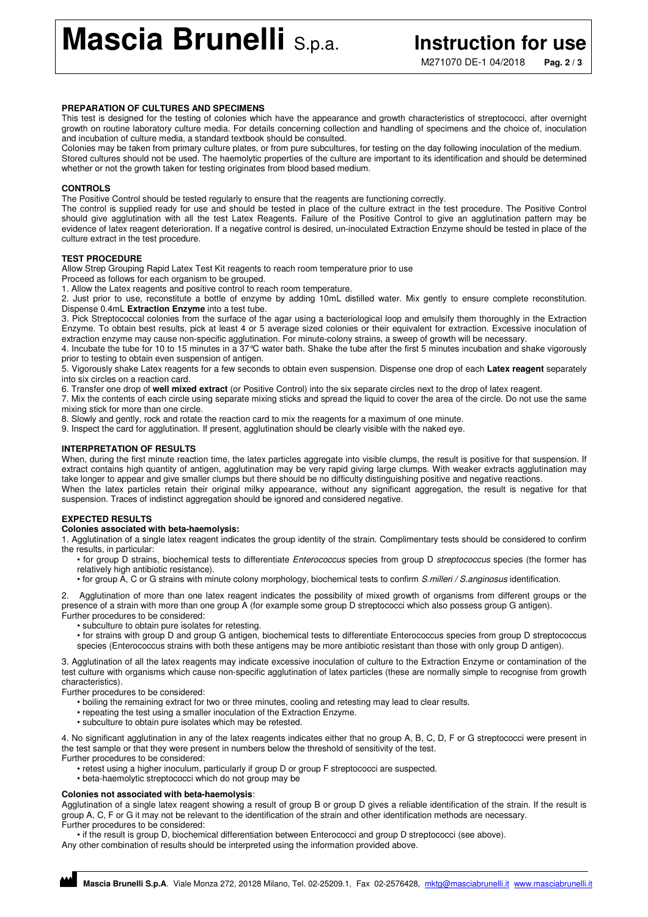## PREPARATION OF CULTURES AND SPECIMENS

This test is designed for the testing of colonies which have the appearance and growth characteristics of streptococci, after overnight growth on routine laboratory culture media. For details concerning collection and handling of specimens and the choice of, inoculation and incubation of culture media, a standard textbook should be consulted.

Colonies may be taken from primary culture plates, or from pure subcultures, for testing on the day following inoculation of the medium. Stored cultures should not be used. The haemolytic properties of the culture are important to its identification and should be determined whether or not the growth taken for testing originates from blood based medium.

## CONTROLS

The Positive Control should be tested regularly to ensure that the reagents are functioning correctly.

The control is supplied ready for use and should be tested in place of the culture extract in the test procedure. The Positive Control should give agglutination with all the test Latex Reagents. Failure of the Positive Control to give an agglutination pattern may be evidence of latex reagent deterioration. If a negative control is desired, un-inoculated Extraction Enzyme should be tested in place of the culture extract in the test procedure.

## TEST PROCEDURE

Allow Strep Grouping Rapid Latex Test Kit reagents to reach room temperature prior to use

Proceed as follows for each organism to be grouped.

1. Allow the Latex reagents and positive control to reach room temperature.
2. Just prior to use, reconstitute a bottle of enzyme by adding 10mL distilled water. Mix gently to ensure complete reconstitution. Dispense 0.4mL **Extraction Enzyme** into a test tube.
3. Pick Streptococcal colonies from the surface of the agar using a bacteriological loop and emulsify them thoroughly in the Extraction Enzyme. To obtain best results, pick at least 4 or 5 average sized colonies or their equivalent for extraction. Excessive inoculation of extraction enzyme may cause non-specific agglutination. For minute-colony strains, a sweep of growth will be necessary.
4. Incubate the tube for 10 to 15 minutes in a 37°C water bath. Shake the tube after the first 5 minutes incubation and shake vigorously prior to testing to obtain even suspension of antigen.
5. Vigorously shake Latex reagents for a few seconds to obtain even suspension. Dispense one drop of each **Latex reagent** separately into six circles on a reaction card.
6. Transfer one drop of **well mixed extract** (or Positive Control) into the six separate circles next to the drop of latex reagent.
7. Mix the contents of each circle using separate mixing sticks and spread the liquid to cover the area of the circle. Do not use the same mixing stick for more than one circle.
8. Slowly and gently, rock and rotate the reaction card to mix the reagents for a maximum of one minute.
9. Inspect the card for agglutination. If present, agglutination should be clearly visible with the naked eye.

## INTERPRETATION OF RESULTS

When, during the first minute reaction time, the latex particles aggregate into visible clumps, the result is positive for that suspension. If extract contains high quantity of antigen, agglutination may be very rapid giving large clumps. With weaker extracts agglutination may take longer to appear and give smaller clumps but there should be no difficulty distinguishing positive and negative reactions.

When the latex particles retain their original milky appearance, without any significant aggregation, the result is negative for that suspension. Traces of indistinct aggregation should be ignored and considered negative.

## EXPECTED RESULTS

### Colonies associated with beta-haemolysis:

1. Agglutination of a single latex reagent indicates the group identity of the strain. Complimentary tests should be considered to confirm the results, in particular:
   - for group D strains, biochemical tests to differentiate *Enterococcus* species from group D *streptococcus* species (the former has relatively high antibiotic resistance).
   - for group A, C or G strains with minute colony morphology, biochemical tests to confirm *S.milleri / S.anginosus* identification.

2. Agglutination of more than one latex reagent indicates the possibility of mixed growth of organisms from different groups or the presence of a strain with more than one group A (for example some group D streptococci which also possess group G antigen).
   Further procedures to be considered:
   - subculture to obtain pure isolates for retesting.
   - for strains with group D and group G antigen, biochemical tests to differentiate Enterococcus species from group D streptococcus species (Enterococcus strains with both these antigens may be more antibiotic resistant than those with only group D antigen).

3. Agglutination of all the latex reagents may indicate excessive inoculation of culture to the Extraction Enzyme or contamination of the test culture with organisms which cause non-specific agglutination of latex particles (these are normally simple to recognise from growth characteristics).
   Further procedures to be considered:
   - boiling the remaining extract for two or three minutes, cooling and retesting may lead to clear results.
   - repeating the test using a smaller inoculation of the Extraction Enzyme.
   - subculture to obtain pure isolates which may be retested.

4. No significant agglutination in any of the latex reagents indicates either that no group A, B, C, D, F or G streptococci were present in the test sample or that they were present in numbers below the threshold of sensitivity of the test.
   Further procedures to be considered:
   - retest using a higher inoculum, particularly if group D or group F streptococci are suspected.
   - beta-haemolytic streptococci which do not group may be

### Colonies not associated with beta-haemolysis:

Agglutination of a single latex reagent showing a result of group B or group D gives a reliable identification of the strain. If the result is group A, C, F or G it may not be relevant to the identification of the strain and other identification methods are necessary.

Further procedures to be considered:

- if the result is group D, biochemical differentiation between Enterococci and group D streptococci (see above).

Any other combination of results should be interpreted using the information provided above.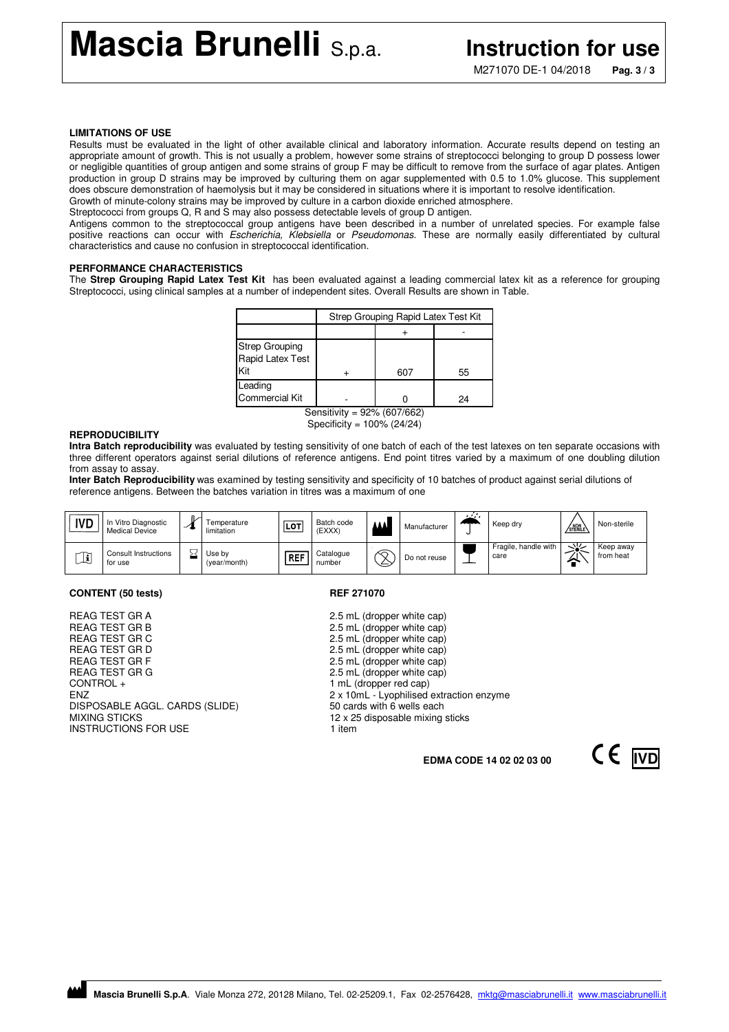## LIMITATIONS OF USE

Results must be evaluated in the light of other available clinical and laboratory information. Accurate results depend on testing an appropriate amount of growth. This is not usually a problem, however some strains of streptococci belonging to group D possess lower or negligible quantities of group antigen and some strains of group F may be difficult to remove from the surface of agar plates. Antigen production in group D strains may be improved by culturing them on agar supplemented with 0.5 to 1.0% glucose. This supplement does obscure demonstration of haemolysis but it may be considered in situations where it is important to resolve identification.

Growth of minute-colony strains may be improved by culture in a carbon dioxide enriched atmosphere.

Streptococci from groups Q, R and S may also possess detectable levels of group D antigen.

Antigens common to the streptococcal group antigens have been described in a number of unrelated species. For example false positive reactions can occur with *Escherichia, Klebsiella* or *Pseudomonas*. These are normally easily differentiated by cultural characteristics and cause no confusion in streptococcal identification.

## PERFORMANCE CHARACTERISTICS

The **Strep Grouping Rapid Latex Test Kit** has been evaluated against a leading commercial latex kit as a reference for grouping Streptococci, using clinical samples at a number of independent sites. Overall Results are shown in Table.

| | | Strep Grouping Rapid Latex Test Kit | |
|---|---|---|---|
| | | + | - |
| Strep Grouping Rapid Latex Test Kit | + | 607 | 55 |
| Leading Commercial Kit | - | 0 | 24 |

Sensitivity = 92% (607/662)
Specificity = 100% (24/24)

## REPRODUCIBILITY

**Intra Batch reproducibility** was evaluated by testing sensitivity of one batch of each of the test latexes on ten separate occasions with three different operators against serial dilutions of reference antigens. End point titres varied by a maximum of one doubling dilution from assay to assay.

**Inter Batch Reproducibility** was examined by testing sensitivity and specificity of 10 batches of product against serial dilutions of reference antigens. Between the batches variation in titres was a maximum of one

| | | | | | | | | | |
|---|---|---|---|---|---|---|---|---|---|
| IVD | In Vitro Diagnostic Medical Device | | Temperature limitation | LOT | Batch code (EXXX) | | Manufacturer | | Keep dry | NON STERILE | Non-sterile |
| | Consult Instructions for use | | Use by (year/month) | REF | Catalogue number | | Do not reuse | | Fragile, handle with care | | Keep away from heat |

## CONTENT (50 tests) — REF 271070

| | |
|---|---|
| REAG TEST GR A | 2.5 mL (dropper white cap) |
| REAG TEST GR B | 2.5 mL (dropper white cap) |
| REAG TEST GR C | 2.5 mL (dropper white cap) |
| REAG TEST GR D | 2.5 mL (dropper white cap) |
| REAG TEST GR F | 2.5 mL (dropper white cap) |
| REAG TEST GR G | 2.5 mL (dropper white cap) |
| CONTROL + | 1 mL (dropper red cap) |
| ENZ | 2 x 10mL - Lyophilised extraction enzyme |
| DISPOSABLE AGGL. CARDS (SLIDE) | 50 cards with 6 wells each |
| MIXING STICKS | 12 x 25 disposable mixing sticks |
| INSTRUCTIONS FOR USE | 1 item |

**EDMA CODE 14 02 02 03 00** CE IVD

**Mascia Brunelli S.p.A**. Viale Monza 272, 20128 Milano, Tel. 02-25209.1, Fax 02-2576428, mktg@masciabrunelli.it www.masciabrunelli.it